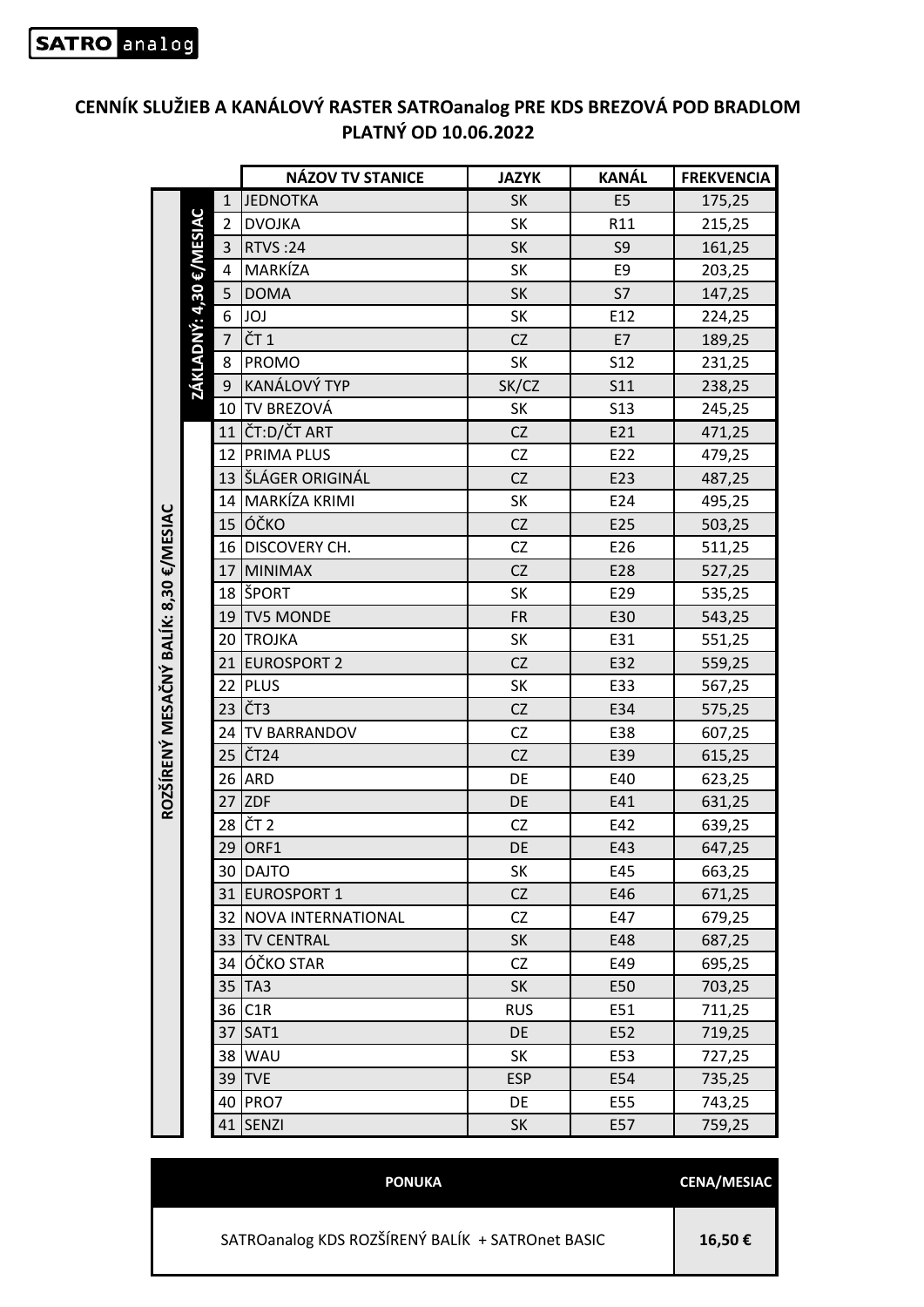SATRO analog

## CENNÍK SLUŽIEB A KANÁLOVÝ RASTER SATROanalog PRE KDS BREZOVÁ POD BRADLOM PLATNÝ OD 10.06.2022

| Balík | Balík | # | NÁZOV TV STANICE | JAZYK | KANÁL | FREKVENCIA |
|---|---|---|---|---|---|---|
| ROZŠÍRENÝ MESAČNÝ BALÍK: 8,30 €/MESIAC | ZÁKLADNÝ: 4,30 €/MESIAC | 1 | JEDNOTKA | SK | E5 | 175,25 |
| | | 2 | DVOJKA | SK | R11 | 215,25 |
| | | 3 | RTVS :24 | SK | S9 | 161,25 |
| | | 4 | MARKÍZA | SK | E9 | 203,25 |
| | | 5 | DOMA | SK | S7 | 147,25 |
| | | 6 | JOJ | SK | E12 | 224,25 |
| | | 7 | ČT 1 | CZ | E7 | 189,25 |
| | | 8 | PROMO | SK | S12 | 231,25 |
| | | 9 | KANÁLOVÝ TYP | SK/CZ | S11 | 238,25 |
| | | 10 | TV BREZOVÁ | SK | S13 | 245,25 |
| | | 11 | ČT:D/ČT ART | CZ | E21 | 471,25 |
| | | 12 | PRIMA PLUS | CZ | E22 | 479,25 |
| | | 13 | ŠLÁGER ORIGINÁL | CZ | E23 | 487,25 |
| | | 14 | MARKÍZA KRIMI | SK | E24 | 495,25 |
| | | 15 | ÓČKO | CZ | E25 | 503,25 |
| | | 16 | DISCOVERY CH. | CZ | E26 | 511,25 |
| | | 17 | MINIMAX | CZ | E28 | 527,25 |
| | | 18 | ŠPORT | SK | E29 | 535,25 |
| | | 19 | TV5 MONDE | FR | E30 | 543,25 |
| | | 20 | TROJKA | SK | E31 | 551,25 |
| | | 21 | EUROSPORT 2 | CZ | E32 | 559,25 |
| | | 22 | PLUS | SK | E33 | 567,25 |
| | | 23 | ČT3 | CZ | E34 | 575,25 |
| | | 24 | TV BARRANDOV | CZ | E38 | 607,25 |
| | | 25 | ČT24 | CZ | E39 | 615,25 |
| | | 26 | ARD | DE | E40 | 623,25 |
| | | 27 | ZDF | DE | E41 | 631,25 |
| | | 28 | ČT 2 | CZ | E42 | 639,25 |
| | | 29 | ORF1 | DE | E43 | 647,25 |
| | | 30 | DAJTO | SK | E45 | 663,25 |
| | | 31 | EUROSPORT 1 | CZ | E46 | 671,25 |
| | | 32 | NOVA INTERNATIONAL | CZ | E47 | 679,25 |
| | | 33 | TV CENTRAL | SK | E48 | 687,25 |
| | | 34 | ÓČKO STAR | CZ | E49 | 695,25 |
| | | 35 | TA3 | SK | E50 | 703,25 |
| | | 36 | C1R | RUS | E51 | 711,25 |
| | | 37 | SAT1 | DE | E52 | 719,25 |
| | | 38 | WAU | SK | E53 | 727,25 |
| | | 39 | TVE | ESP | E54 | 735,25 |
| | | 40 | PRO7 | DE | E55 | 743,25 |
| | | 41 | SENZI | SK | E57 | 759,25 |

| PONUKA | CENA/MESIAC |
|---|---|
| SATROanalog KDS ROZŠÍRENÝ BALÍK + SATROnet BASIC | **16,50 €** |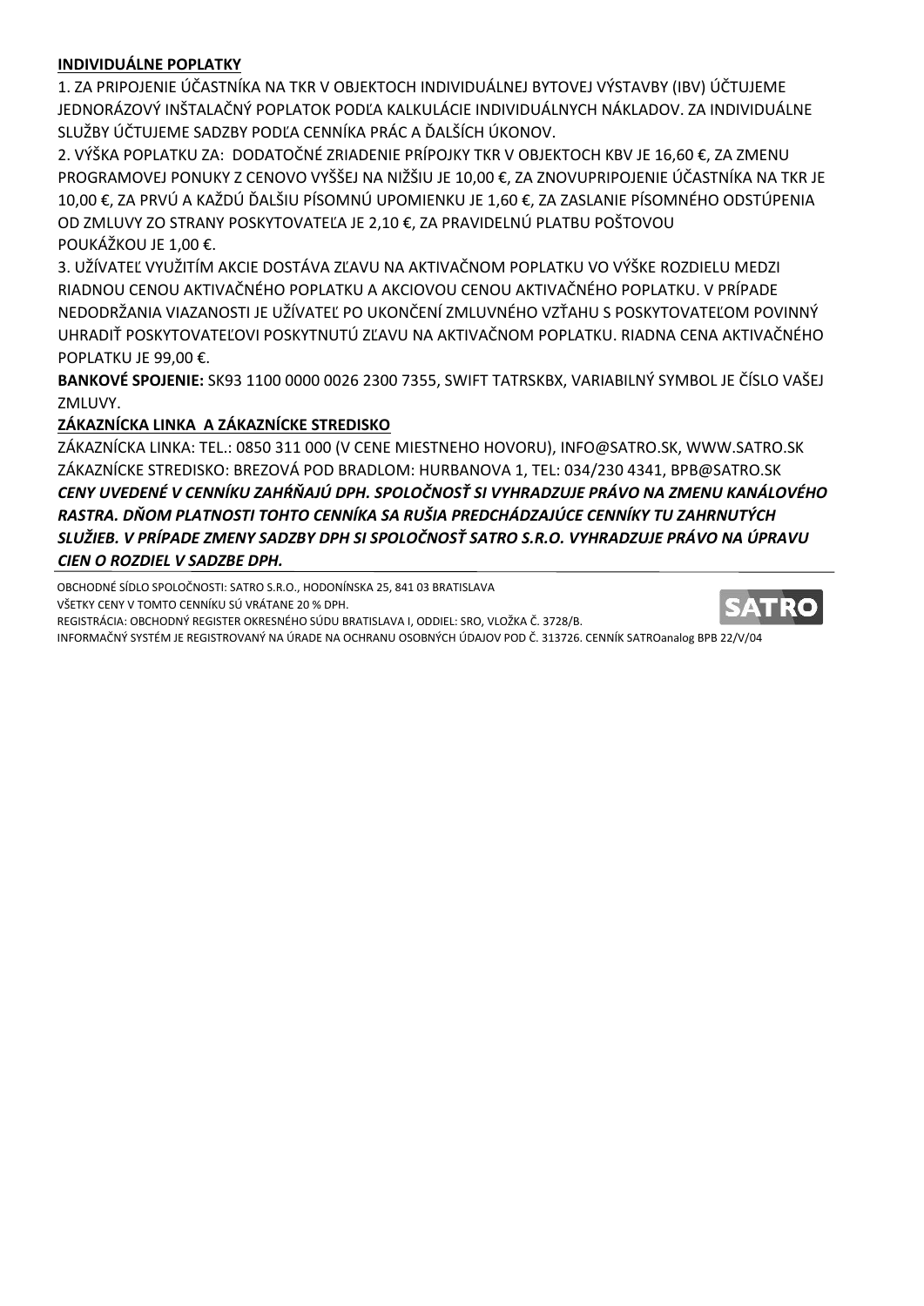**INDIVIDUÁLNE POPLATKY**

1. ZA PRIPOJENIE ÚČASTNÍKA NA TKR V OBJEKTOCH INDIVIDUÁLNEJ BYTOVEJ VÝSTAVBY (IBV) ÚČTUJEME JEDNORÁZOVÝ INŠTALAČNÝ POPLATOK PODĽA KALKULÁCIE INDIVIDUÁLNYCH NÁKLADOV. ZA INDIVIDUÁLNE SLUŽBY ÚČTUJEME SADZBY PODĽA CENNÍKA PRÁC A ĎALŠÍCH ÚKONOV.

2. VÝŠKA POPLATKU ZA: DODATOČNÉ ZRIADENIE PRÍPOJKY TKR V OBJEKTOCH KBV JE 16,60 €, ZA ZMENU PROGRAMOVEJ PONUKY Z CENOVO VYŠŠEJ NA NIŽŠIU JE 10,00 €, ZA ZNOVUPRIPOJENIE ÚČASTNÍKA NA TKR JE 10,00 €, ZA PRVÚ A KAŽDÚ ĎALŠIU PÍSOMNÚ UPOMIENKU JE 1,60 €, ZA ZASLANIE PÍSOMNÉHO ODSTÚPENIA OD ZMLUVY ZO STRANY POSKYTOVATEĽA JE 2,10 €, ZA PRAVIDELNÚ PLATBU POŠTOVOU POUKÁŽKOU JE 1,00 €.

3. UŽÍVATEĽ VYUŽITÍM AKCIE DOSTÁVA ZĽAVU NA AKTIVAČNOM POPLATKU VO VÝŠKE ROZDIELU MEDZI RIADNOU CENOU AKTIVAČNÉHO POPLATKU A AKCIOVOU CENOU AKTIVAČNÉHO POPLATKU. V PRÍPADE NEDODRŽANIA VIAZANOSTI JE UŽÍVATEĽ PO UKONČENÍ ZMLUVNÉHO VZŤAHU S POSKYTOVATEĽOM POVINNÝ UHRADIŤ POSKYTOVATEĽOVI POSKYTNUTÚ ZĽAVU NA AKTIVAČNOM POPLATKU. RIADNA CENA AKTIVAČNÉHO POPLATKU JE 99,00 €.

**BANKOVÉ SPOJENIE:** SK93 1100 0000 0026 2300 7355, SWIFT TATRSKBX, VARIABILNÝ SYMBOL JE ČÍSLO VAŠEJ ZMLUVY.

**ZÁKAZNÍCKA LINKA A ZÁKAZNÍCKE STREDISKO**

ZÁKAZNÍCKA LINKA: TEL.: 0850 311 000 (V CENE MIESTNEHO HOVORU), INFO@SATRO.SK, WWW.SATRO.SK
ZÁKAZNÍCKE STREDISKO: BREZOVÁ POD BRADLOM: HURBANOVA 1, TEL: 034/230 4341, BPB@SATRO.SK

***CENY UVEDENÉ V CENNÍKU ZAHŔŇAJÚ DPH. SPOLOČNOSŤ SI VYHRADZUJE PRÁVO NA ZMENU KANÁLOVÉHO RASTRA. DŇOM PLATNOSTI TOHTO CENNÍKA SA RUŠIA PREDCHÁDZAJÚCE CENNÍKY TU ZAHRNUTÝCH SLUŽIEB. V PRÍPADE ZMENY SADZBY DPH SI SPOLOČNOSŤ SATRO S.R.O. VYHRADZUJE PRÁVO NA ÚPRAVU CIEN O ROZDIEL V SADZBE DPH.***

OBCHODNÉ SÍDLO SPOLOČNOSTI: SATRO S.R.O., HODONÍNSKA 25, 841 03 BRATISLAVA
VŠETKY CENY V TOMTO CENNÍKU SÚ VRÁTANE 20 % DPH.
REGISTRÁCIA: OBCHODNÝ REGISTER OKRESNÉHO SÚDU BRATISLAVA I, ODDIEL: SRO, VLOŽKA Č. 3728/B.
INFORMAČNÝ SYSTÉM JE REGISTROVANÝ NA ÚRADE NA OCHRANU OSOBNÝCH ÚDAJOV POD Č. 313726. CENNÍK SATROanalog BPB 22/V/04

SATRO